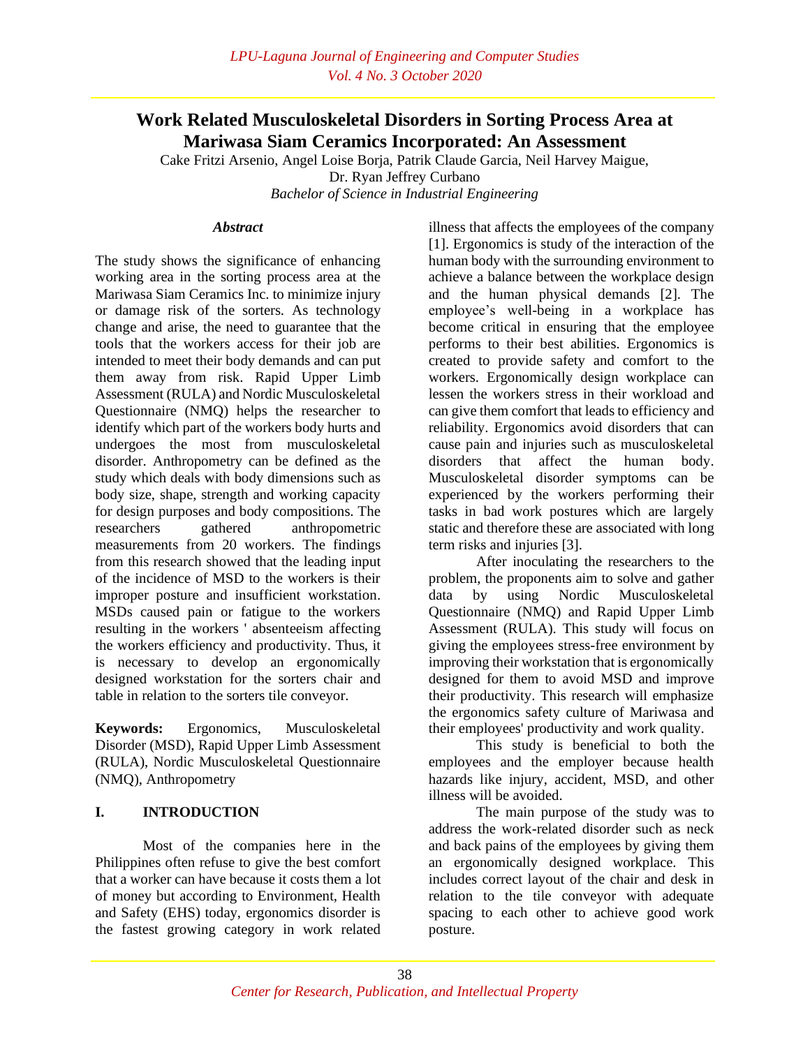# Work Related Musculoskeletal Disorders in Sorting Process Area at Mariwasa Siam Ceramics Incorporated: An Assessment

Cake Fritzi Arsenio, Angel Loise Borja, Patrik Claude Garcia, Neil Harvey Maigue, Dr. Ryan Jeffrey Curbano

*Bachelor of Science in Industrial Engineering*

### *Abstract*

The study shows the significance of enhancing working area in the sorting process area at the Mariwasa Siam Ceramics Inc. to minimize injury or damage risk of the sorters. As technology change and arise, the need to guarantee that the tools that the workers access for their job are intended to meet their body demands and can put them away from risk. Rapid Upper Limb Assessment (RULA) and Nordic Musculoskeletal Questionnaire (NMQ) helps the researcher to identify which part of the workers body hurts and undergoes the most from musculoskeletal disorder. Anthropometry can be defined as the study which deals with body dimensions such as body size, shape, strength and working capacity for design purposes and body compositions. The researchers gathered anthropometric measurements from 20 workers. The findings from this research showed that the leading input of the incidence of MSD to the workers is their improper posture and insufficient workstation. MSDs caused pain or fatigue to the workers resulting in the workers ' absenteeism affecting the workers efficiency and productivity. Thus, it is necessary to develop an ergonomically designed workstation for the sorters chair and table in relation to the sorters tile conveyor.

**Keywords:** Ergonomics, Musculoskeletal Disorder (MSD), Rapid Upper Limb Assessment (RULA), Nordic Musculoskeletal Questionnaire (NMQ), Anthropometry

## I. INTRODUCTION

Most of the companies here in the Philippines often refuse to give the best comfort that a worker can have because it costs them a lot of money but according to Environment, Health and Safety (EHS) today, ergonomics disorder is the fastest growing category in work related illness that affects the employees of the company [1]. Ergonomics is study of the interaction of the human body with the surrounding environment to achieve a balance between the workplace design and the human physical demands [2]. The employee's well-being in a workplace has become critical in ensuring that the employee performs to their best abilities. Ergonomics is created to provide safety and comfort to the workers. Ergonomically design workplace can lessen the workers stress in their workload and can give them comfort that leads to efficiency and reliability. Ergonomics avoid disorders that can cause pain and injuries such as musculoskeletal disorders that affect the human body. Musculoskeletal disorder symptoms can be experienced by the workers performing their tasks in bad work postures which are largely static and therefore these are associated with long term risks and injuries [3].

After inoculating the researchers to the problem, the proponents aim to solve and gather data by using Nordic Musculoskeletal Questionnaire (NMQ) and Rapid Upper Limb Assessment (RULA). This study will focus on giving the employees stress-free environment by improving their workstation that is ergonomically designed for them to avoid MSD and improve their productivity. This research will emphasize the ergonomics safety culture of Mariwasa and their employees' productivity and work quality.

This study is beneficial to both the employees and the employer because health hazards like injury, accident, MSD, and other illness will be avoided.

The main purpose of the study was to address the work-related disorder such as neck and back pains of the employees by giving them an ergonomically designed workplace. This includes correct layout of the chair and desk in relation to the tile conveyor with adequate spacing to each other to achieve good work posture.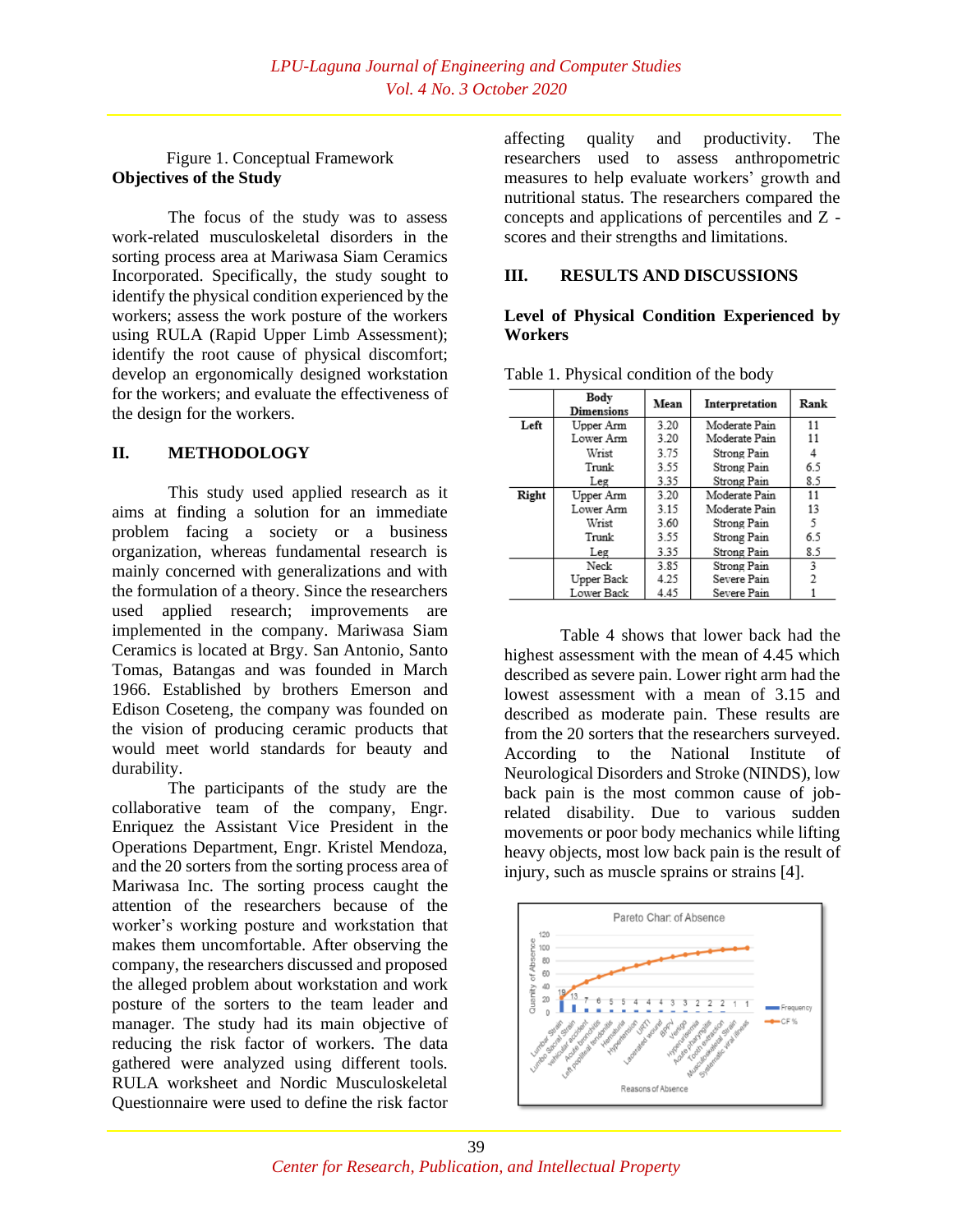Figure 1. Conceptual Framework

**Objectives of the Study**

The focus of the study was to assess work-related musculoskeletal disorders in the sorting process area at Mariwasa Siam Ceramics Incorporated. Specifically, the study sought to identify the physical condition experienced by the workers; assess the work posture of the workers using RULA (Rapid Upper Limb Assessment); identify the root cause of physical discomfort; develop an ergonomically designed workstation for the workers; and evaluate the effectiveness of the design for the workers.

## II. METHODOLOGY

This study used applied research as it aims at finding a solution for an immediate problem facing a society or a business organization, whereas fundamental research is mainly concerned with generalizations and with the formulation of a theory. Since the researchers used applied research; improvements are implemented in the company. Mariwasa Siam Ceramics is located at Brgy. San Antonio, Santo Tomas, Batangas and was founded in March 1966. Established by brothers Emerson and Edison Coseteng, the company was founded on the vision of producing ceramic products that would meet world standards for beauty and durability.

The participants of the study are the collaborative team of the company, Engr. Enriquez the Assistant Vice President in the Operations Department, Engr. Kristel Mendoza, and the 20 sorters from the sorting process area of Mariwasa Inc. The sorting process caught the attention of the researchers because of the worker's working posture and workstation that makes them uncomfortable. After observing the company, the researchers discussed and proposed the alleged problem about workstation and work posture of the sorters to the team leader and manager. The study had its main objective of reducing the risk factor of workers. The data gathered were analyzed using different tools. RULA worksheet and Nordic Musculoskeletal Questionnaire were used to define the risk factor affecting quality and productivity. The researchers used to assess anthropometric measures to help evaluate workers' growth and nutritional status. The researchers compared the concepts and applications of percentiles and Z - scores and their strengths and limitations.

## III. RESULTS AND DISCUSSIONS

**Level of Physical Condition Experienced by Workers**

Table 1. Physical condition of the body

| | Body Dimensions | Mean | Interpretation | Rank |
|---|---|---|---|---|
| Left | Upper Arm | 3.20 | Moderate Pain | 11 |
| | Lower Arm | 3.20 | Moderate Pain | 11 |
| | Wrist | 3.75 | Strong Pain | 4 |
| | Trunk | 3.55 | Strong Pain | 6.5 |
| | Leg | 3.35 | Strong Pain | 8.5 |
| Right | Upper Arm | 3.20 | Moderate Pain | 11 |
| | Lower Arm | 3.15 | Moderate Pain | 13 |
| | Wrist | 3.60 | Strong Pain | 5 |
| | Trunk | 3.55 | Strong Pain | 6.5 |
| | Leg | 3.35 | Strong Pain | 8.5 |
| | Neck | 3.85 | Strong Pain | 3 |
| | Upper Back | 4.25 | Severe Pain | 2 |
| | Lower Back | 4.45 | Severe Pain | 1 |

Table 4 shows that lower back had the highest assessment with the mean of 4.45 which described as severe pain. Lower right arm had the lowest assessment with a mean of 3.15 and described as moderate pain. These results are from the 20 sorters that the researchers surveyed. According to the National Institute of Neurological Disorders and Stroke (NINDS), low back pain is the most common cause of job-related disability. Due to various sudden movements or poor body mechanics while lifting heavy objects, most low back pain is the result of injury, such as muscle sprains or strains [4].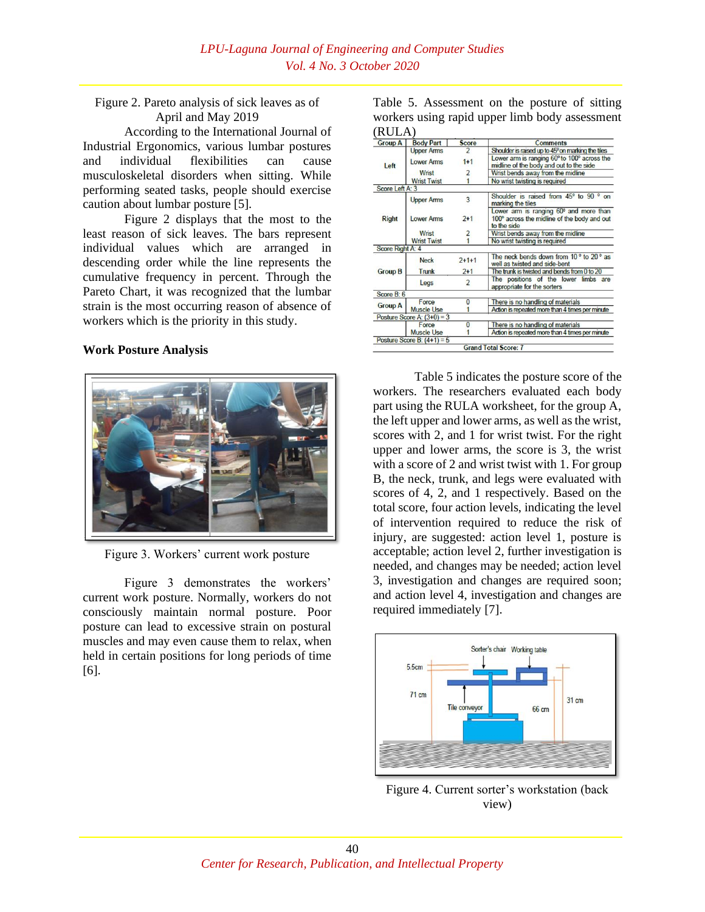Figure 2. Pareto analysis of sick leaves as of April and May 2019

According to the International Journal of Industrial Ergonomics, various lumbar postures and individual flexibilities can cause musculoskeletal disorders when sitting. While performing seated tasks, people should exercise caution about lumbar posture [5].

Figure 2 displays that the most to the least reason of sick leaves. The bars represent individual values which are arranged in descending order while the line represents the cumulative frequency in percent. Through the Pareto Chart, it was recognized that the lumbar strain is the most occurring reason of absence of workers which is the priority in this study.

**Work Posture Analysis**

Figure 3. Workers' current work posture

Figure 3 demonstrates the workers' current work posture. Normally, workers do not consciously maintain normal posture. Poor posture can lead to excessive strain on postural muscles and may even cause them to relax, when held in certain positions for long periods of time [6].

Table 5. Assessment on the posture of sitting workers using rapid upper limb body assessment (RULA)

| Group A | Body Part | Score | Comments |
|---|---|---|---|
| Left | Upper Arms | 2 | Shoulder is raised up to 45° on marking the tiles |
| | Lower Arms | 1+1 | Lower arm is ranging 60° to 100° across the midline of the body and out to the side |
| | Wrist | 2 | Wrist bends away from the midline |
| | Wrist Twist | 1 | No wrist twisting is required |
| Score Left A: 3 | | | |
| Right | Upper Arms | 3 | Shoulder is raised from 45° to 90 ° on marking the tiles |
| | Lower Arms | 2+1 | Lower arm is ranging 60° and more than 100° across the midline of the body and out to the side |
| | Wrist | 2 | Wrist bends away from the midline |
| | Wrist Twist | 1 | No wrist twisting is required |
| Score Right A: 4 | | | |
| Group B | Neck | 2+1+1 | The neck bends down from 10 ° to 20 ° as well as twisted and side-bent |
| | Trunk | 2+1 | The trunk is twisted and bends from 0 to 20 |
| | Legs | 2 | The positions of the lower limbs are appropriate for the sorters |
| Score B: 6 | | | |
| Group A | Force | 0 | There is no handling of materials |
| | Muscle Use | 1 | Action is repeated more than 4 times per minute |
| Posture Score A: (3+0) = 3 | | | |
| | Force | 0 | There is no handling of materials |
| | Muscle Use | 1 | Action is repeated more than 4 times per minute |
| Posture Score B: (4+1) = 5 | | | |
| Grand Total Score: 7 | | | |

Table 5 indicates the posture score of the workers. The researchers evaluated each body part using the RULA worksheet, for the group A, the left upper and lower arms, as well as the wrist, scores with 2, and 1 for wrist twist. For the right upper and lower arms, the score is 3, the wrist with a score of 2 and wrist twist with 1. For group B, the neck, trunk, and legs were evaluated with scores of 4, 2, and 1 respectively. Based on the total score, four action levels, indicating the level of intervention required to reduce the risk of injury, are suggested: action level 1, posture is acceptable; action level 2, further investigation is needed, and changes may be needed; action level 3, investigation and changes are required soon; and action level 4, investigation and changes are required immediately [7].

Figure 4. Current sorter's workstation (back view)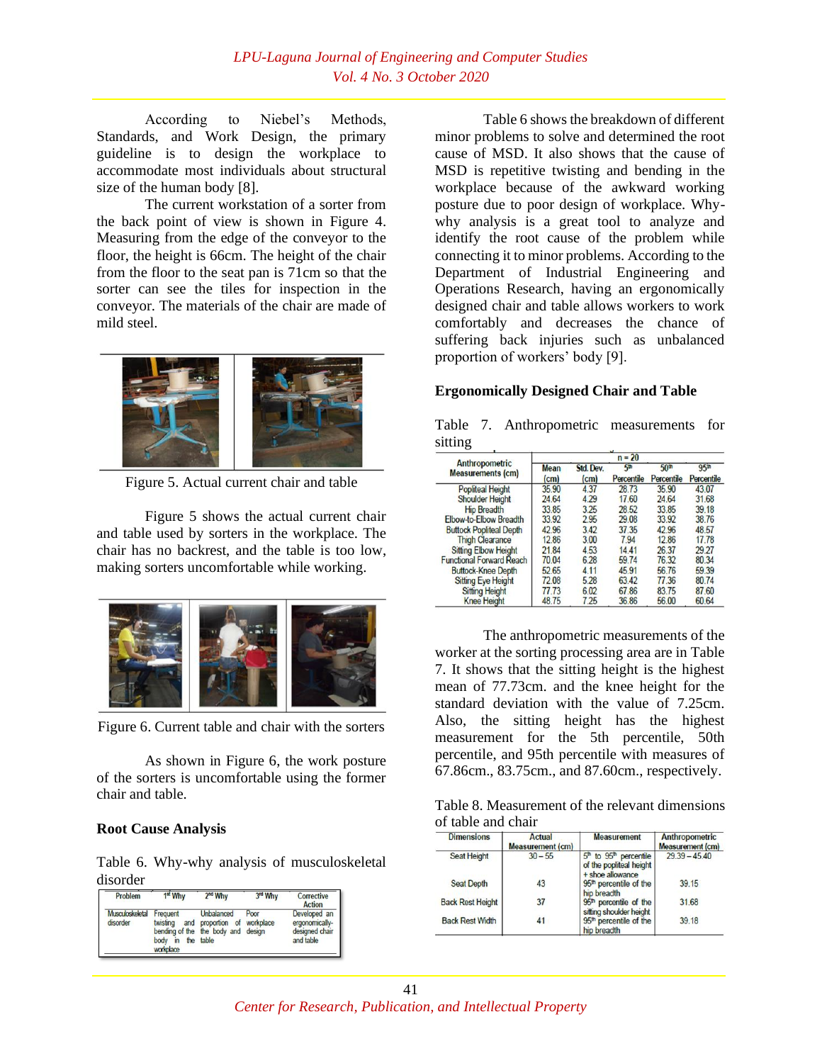According to Niebel's Methods, Standards, and Work Design, the primary guideline is to design the workplace to accommodate most individuals about structural size of the human body [8].

The current workstation of a sorter from the back point of view is shown in Figure 4. Measuring from the edge of the conveyor to the floor, the height is 66cm. The height of the chair from the floor to the seat pan is 71cm so that the sorter can see the tiles for inspection in the conveyor. The materials of the chair are made of mild steel.

Figure 5. Actual current chair and table

Figure 5 shows the actual current chair and table used by sorters in the workplace. The chair has no backrest, and the table is too low, making sorters uncomfortable while working.

Figure 6. Current table and chair with the sorters

As shown in Figure 6, the work posture of the sorters is uncomfortable using the former chair and table.

### Root Cause Analysis

Table 6. Why-why analysis of musculoskeletal disorder

| Problem | 1st Why | 2nd Why | 3rd Why | Corrective Action |
|---|---|---|---|---|
| Musculoskeletal disorder | Frequent twisting and bending of the body in the workplace | Unbalanced proportion of the body and table | Poor workplace design | Developed an ergonomically-designed chair and table |

Table 6 shows the breakdown of different minor problems to solve and determined the root cause of MSD. It also shows that the cause of MSD is repetitive twisting and bending in the workplace because of the awkward working posture due to poor design of workplace. Why-why analysis is a great tool to analyze and identify the root cause of the problem while connecting it to minor problems. According to the Department of Industrial Engineering and Operations Research, having an ergonomically designed chair and table allows workers to work comfortably and decreases the chance of suffering back injuries such as unbalanced proportion of workers' body [9].

### Ergonomically Designed Chair and Table

Table 7. Anthropometric measurements for sitting

| Anthropometric Measurements (cm) | n = 20 | | | | |
|---|---|---|---|---|---|
| | Mean (cm) | Std. Dev. (cm) | 5th Percentile | 50th Percentile | 95th Percentile |
| Popliteal Height | 35.90 | 4.37 | 28.73 | 35.90 | 43.07 |
| Shoulder Height | 24.64 | 4.29 | 17.60 | 24.64 | 31.68 |
| Hip Breadth | 33.85 | 3.25 | 28.52 | 33.85 | 39.18 |
| Elbow-to-Elbow Breadth | 33.92 | 2.95 | 29.08 | 33.92 | 38.76 |
| Buttock Popliteal Depth | 42.96 | 3.42 | 37.35 | 42.96 | 48.57 |
| Thigh Clearance | 12.86 | 3.00 | 7.94 | 12.86 | 17.78 |
| Sitting Elbow Height | 21.84 | 4.53 | 14.41 | 26.37 | 29.27 |
| Functional Forward Reach | 70.04 | 6.28 | 59.74 | 76.32 | 80.34 |
| Buttock-Knee Depth | 52.65 | 4.11 | 45.91 | 56.76 | 59.39 |
| Sitting Eye Height | 72.08 | 5.28 | 63.42 | 77.36 | 80.74 |
| Sitting Height | 77.73 | 6.02 | 67.86 | 83.75 | 87.60 |
| Knee Height | 48.75 | 7.25 | 36.86 | 56.00 | 60.64 |

The anthropometric measurements of the worker at the sorting processing area are in Table 7. It shows that the sitting height is the highest mean of 77.73cm. and the knee height for the standard deviation with the value of 7.25cm. Also, the sitting height has the highest measurement for the 5th percentile, 50th percentile, and 95th percentile with measures of 67.86cm., 83.75cm., and 87.60cm., respectively.

Table 8. Measurement of the relevant dimensions of table and chair

| Dimensions | Actual Measurement (cm) | Measurement | Anthropometric Measurement (cm) |
|---|---|---|---|
| Seat Height | 30 – 55 | 5th to 95th percentile of the popliteal height + shoe allowance | 29.39 – 45.40 |
| Seat Depth | 43 | 95th percentile of the hip breadth | 39.15 |
| Back Rest Height | 37 | 95th percentile of the sitting shoulder height | 31.68 |
| Back Rest Width | 41 | 95th percentile of the hip breadth | 39.18 |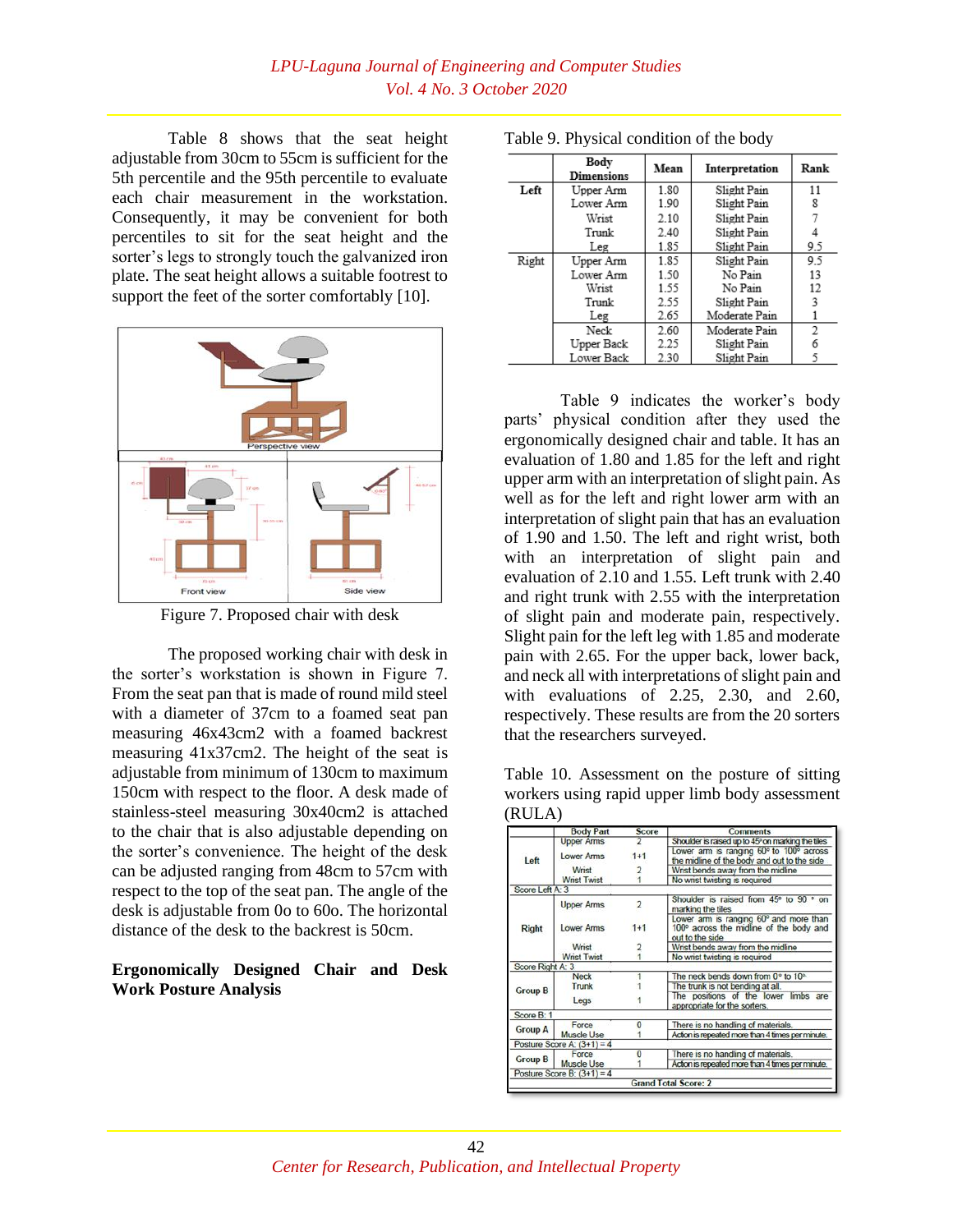Table 8 shows that the seat height adjustable from 30cm to 55cm is sufficient for the 5th percentile and the 95th percentile to evaluate each chair measurement in the workstation. Consequently, it may be convenient for both percentiles to sit for the seat height and the sorter's legs to strongly touch the galvanized iron plate. The seat height allows a suitable footrest to support the feet of the sorter comfortably [10].

Figure 7. Proposed chair with desk

The proposed working chair with desk in the sorter's workstation is shown in Figure 7. From the seat pan that is made of round mild steel with a diameter of 37cm to a foamed seat pan measuring 46x43cm2 with a foamed backrest measuring 41x37cm2. The height of the seat is adjustable from minimum of 130cm to maximum 150cm with respect to the floor. A desk made of stainless-steel measuring 30x40cm2 is attached to the chair that is also adjustable depending on the sorter's convenience. The height of the desk can be adjusted ranging from 48cm to 57cm with respect to the top of the seat pan. The angle of the desk is adjustable from 0o to 60o. The horizontal distance of the desk to the backrest is 50cm.

**Ergonomically Designed Chair and Desk Work Posture Analysis**

Table 9. Physical condition of the body

| | Body Dimensions | Mean | Interpretation | Rank |
|---|---|---|---|---|
| **Left** | Upper Arm | 1.80 | Slight Pain | 11 |
| | Lower Arm | 1.90 | Slight Pain | 8 |
| | Wrist | 2.10 | Slight Pain | 7 |
| | Trunk | 2.40 | Slight Pain | 4 |
| | Leg | 1.85 | Slight Pain | 9.5 |
| Right | Upper Arm | 1.85 | Slight Pain | 9.5 |
| | Lower Arm | 1.50 | No Pain | 13 |
| | Wrist | 1.55 | No Pain | 12 |
| | Trunk | 2.55 | Slight Pain | 3 |
| | Leg | 2.65 | Moderate Pain | 1 |
| | Neck | 2.60 | Moderate Pain | 2 |
| | Upper Back | 2.25 | Slight Pain | 6 |
| | Lower Back | 2.30 | Slight Pain | 5 |

Table 9 indicates the worker's body parts' physical condition after they used the ergonomically designed chair and table. It has an evaluation of 1.80 and 1.85 for the left and right upper arm with an interpretation of slight pain. As well as for the left and right lower arm with an interpretation of slight pain that has an evaluation of 1.90 and 1.50. The left and right wrist, both with an interpretation of slight pain and evaluation of 2.10 and 1.55. Left trunk with 2.40 and right trunk with 2.55 with the interpretation of slight pain and moderate pain, respectively. Slight pain for the left leg with 1.85 and moderate pain with 2.65. For the upper back, lower back, and neck all with interpretations of slight pain and with evaluations of 2.25, 2.30, and 2.60, respectively. These results are from the 20 sorters that the researchers surveyed.

Table 10. Assessment on the posture of sitting workers using rapid upper limb body assessment (RULA)

| | Body Part | Score | Comments |
|---|---|---|---|
| Left | Upper Arms | 2 | Shoulder is raised up to 45° on marking the tiles |
| | Lower Arms | 1+1 | Lower arm is ranging 60° to 100° across the midline of the body and out to the side |
| | Wrist | 2 | Wrist bends away from the midline |
| | Wrist Twist | 1 | No wrist twisting is required |
| Score Left A: 3 | | | |
| Right | Upper Arms | 2 | Shoulder is raised from 45° to 90 ° on marking the tiles |
| | Lower Arms | 1+1 | Lower arm is ranging 60° and more than 100° across the midline of the body and out to the side |
| | Wrist | 2 | Wrist bends away from the midline |
| | Wrist Twist | 1 | No wrist twisting is required |
| Score Right A: 3 | | | |
| Group B | Neck | 1 | The neck bends down from 0° to 10° |
| | Trunk | 1 | The trunk is not bending at all. |
| | Legs | 1 | The positions of the lower limbs are appropriate for the sorters. |
| Score B: 1 | | | |
| Group A | Force | 0 | There is no handling of materials. |
| | Muscle Use | 1 | Action is repeated more than 4 times per minute. |
| Posture Score A: (3+1) = 4 | | | |
| Group B | Force | 0 | There is no handling of materials. |
| | Muscle Use | 1 | Action is repeated more than 4 times per minute. |
| Posture Score B: (3+1) = 4 | | | |
| Grand Total Score: 2 | | | |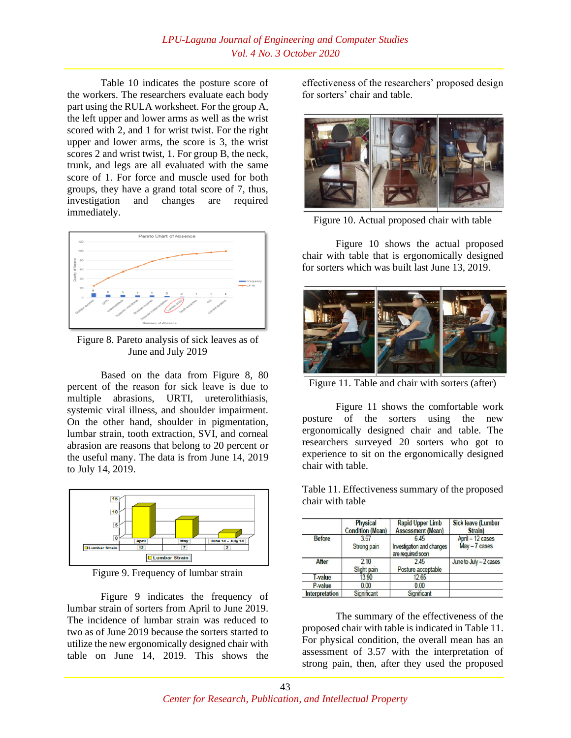Table 10 indicates the posture score of the workers. The researchers evaluate each body part using the RULA worksheet. For the group A, the left upper and lower arms as well as the wrist scored with 2, and 1 for wrist twist. For the right upper and lower arms, the score is 3, the wrist scores 2 and wrist twist, 1. For group B, the neck, trunk, and legs are all evaluated with the same score of 1. For force and muscle used for both groups, they have a grand total score of 7, thus, investigation and changes are required immediately.

Figure 8. Pareto analysis of sick leaves as of June and July 2019

Based on the data from Figure 8, 80 percent of the reason for sick leave is due to multiple abrasions, URTI, ureterolithiasis, systemic viral illness, and shoulder impairment. On the other hand, shoulder in pigmentation, lumbar strain, tooth extraction, SVI, and corneal abrasion are reasons that belong to 20 percent or the useful many. The data is from June 14, 2019 to July 14, 2019.

Figure 9. Frequency of lumbar strain

Figure 9 indicates the frequency of lumbar strain of sorters from April to June 2019. The incidence of lumbar strain was reduced to two as of June 2019 because the sorters started to utilize the new ergonomically designed chair with table on June 14, 2019. This shows the effectiveness of the researchers' proposed design for sorters' chair and table.

Figure 10. Actual proposed chair with table

Figure 10 shows the actual proposed chair with table that is ergonomically designed for sorters which was built last June 13, 2019.

Figure 11. Table and chair with sorters (after)

Figure 11 shows the comfortable work posture of the sorters using the new ergonomically designed chair and table. The researchers surveyed 20 sorters who got to experience to sit on the ergonomically designed chair with table.

Table 11. Effectiveness summary of the proposed chair with table

| | Physical Condition (Mean) | Rapid Upper Limb Assessment (Mean) | Sick leave (Lumbar Strain) |
|---|---|---|---|
| Before | 3.57<br>Strong pain | 6.45<br>Investigation and changes are required soon | April – 12 cases<br>May – 7 cases |
| After | 2.10<br>Slight pain | 2.45<br>Posture acceptable | June to July – 2 cases |
| T-value | 13.90 | 12.65 | |
| P-value | 0.00 | 0.00 | |
| Interpretation | Significant | Significant | |

The summary of the effectiveness of the proposed chair with table is indicated in Table 11. For physical condition, the overall mean has an assessment of 3.57 with the interpretation of strong pain, then, after they used the proposed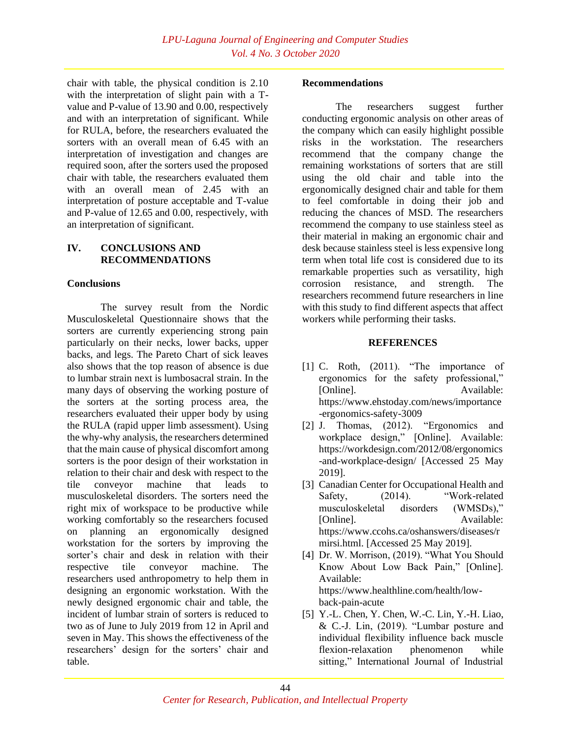chair with table, the physical condition is 2.10 with the interpretation of slight pain with a T-value and P-value of 13.90 and 0.00, respectively and with an interpretation of significant. While for RULA, before, the researchers evaluated the sorters with an overall mean of 6.45 with an interpretation of investigation and changes are required soon, after the sorters used the proposed chair with table, the researchers evaluated them with an overall mean of 2.45 with an interpretation of posture acceptable and T-value and P-value of 12.65 and 0.00, respectively, with an interpretation of significant.

## IV. CONCLUSIONS AND RECOMMENDATIONS

### Conclusions

The survey result from the Nordic Musculoskeletal Questionnaire shows that the sorters are currently experiencing strong pain particularly on their necks, lower backs, upper backs, and legs. The Pareto Chart of sick leaves also shows that the top reason of absence is due to lumbar strain next is lumbosacral strain. In the many days of observing the working posture of the sorters at the sorting process area, the researchers evaluated their upper body by using the RULA (rapid upper limb assessment). Using the why-why analysis, the researchers determined that the main cause of physical discomfort among sorters is the poor design of their workstation in relation to their chair and desk with respect to the tile conveyor machine that leads to musculoskeletal disorders. The sorters need the right mix of workspace to be productive while working comfortably so the researchers focused on planning an ergonomically designed workstation for the sorters by improving the sorter's chair and desk in relation with their respective tile conveyor machine. The researchers used anthropometry to help them in designing an ergonomic workstation. With the newly designed ergonomic chair and table, the incident of lumbar strain of sorters is reduced to two as of June to July 2019 from 12 in April and seven in May. This shows the effectiveness of the researchers' design for the sorters' chair and table.

### Recommendations

The researchers suggest further conducting ergonomic analysis on other areas of the company which can easily highlight possible risks in the workstation. The researchers recommend that the company change the remaining workstations of sorters that are still using the old chair and table into the ergonomically designed chair and table for them to feel comfortable in doing their job and reducing the chances of MSD. The researchers recommend the company to use stainless steel as their material in making an ergonomic chair and desk because stainless steel is less expensive long term when total life cost is considered due to its remarkable properties such as versatility, high corrosion resistance, and strength. The researchers recommend future researchers in line with this study to find different aspects that affect workers while performing their tasks.

## REFERENCES

[1] C. Roth, (2011). "The importance of ergonomics for the safety professional," [Online]. Available: https://www.ehstoday.com/news/importance-ergonomics-safety-3009

[2] J. Thomas, (2012). "Ergonomics and workplace design," [Online]. Available: https://workdesign.com/2012/08/ergonomics-and-workplace-design/ [Accessed 25 May 2019].

[3] Canadian Center for Occupational Health and Safety, (2014). "Work-related musculoskeletal disorders (WMSDs)," [Online]. Available: https://www.ccohs.ca/oshanswers/diseases/rmirsi.html. [Accessed 25 May 2019].

[4] Dr. W. Morrison, (2019). "What You Should Know About Low Back Pain," [Online]. Available: https://www.healthline.com/health/low-back-pain-acute

[5] Y.-L. Chen, Y. Chen, W.-C. Lin, Y.-H. Liao, & C.-J. Lin, (2019). "Lumbar posture and individual flexibility influence back muscle flexion-relaxation phenomenon while sitting," International Journal of Industrial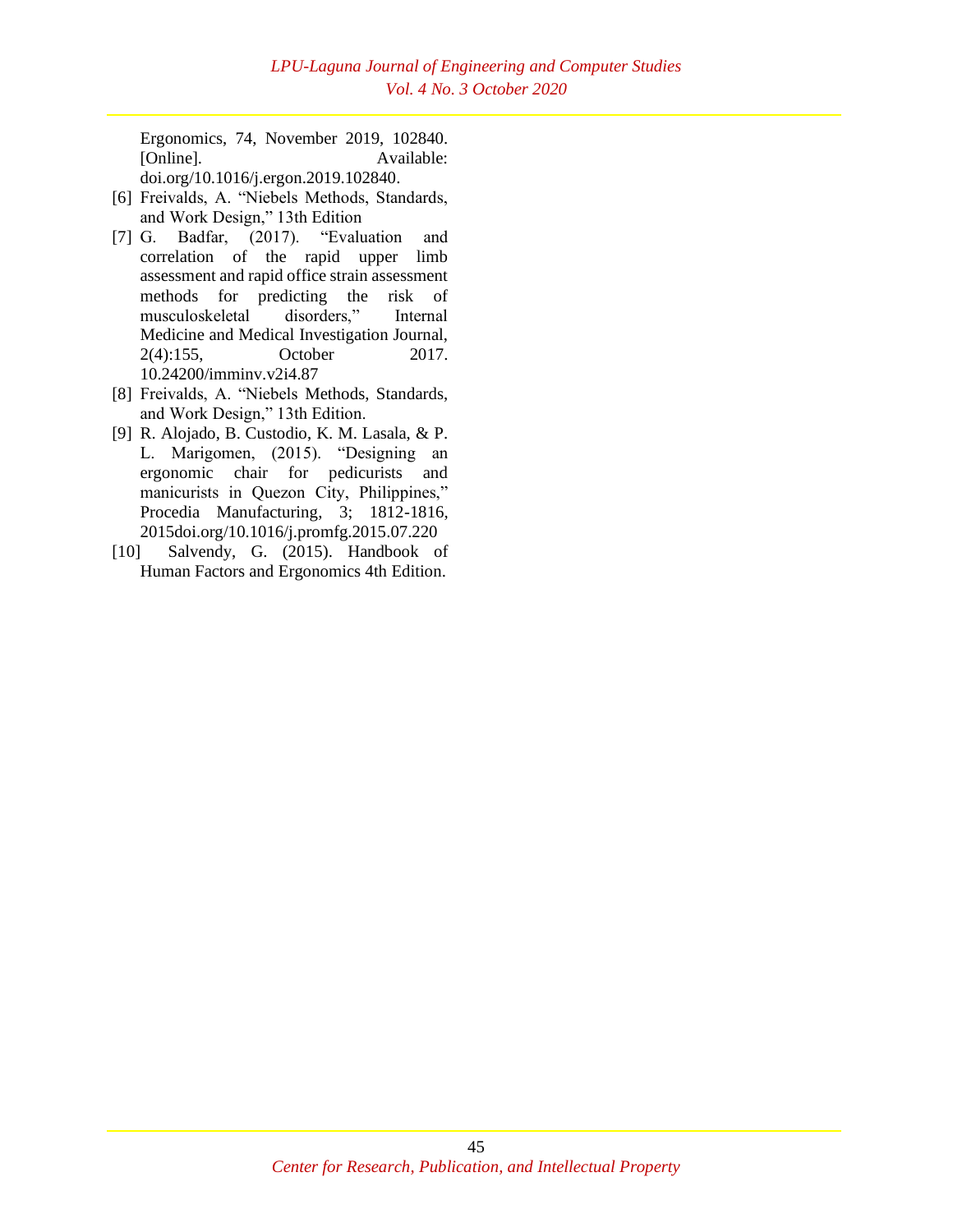Ergonomics, 74, November 2019, 102840. [Online]. Available: doi.org/10.1016/j.ergon.2019.102840.

[6] Freivalds, A. "Niebels Methods, Standards, and Work Design," 13th Edition

[7] G. Badfar, (2017). "Evaluation and correlation of the rapid upper limb assessment and rapid office strain assessment methods for predicting the risk of musculoskeletal disorders," Internal Medicine and Medical Investigation Journal, 2(4):155, October 2017. 10.24200/imminv.v2i4.87

[8] Freivalds, A. "Niebels Methods, Standards, and Work Design," 13th Edition.

[9] R. Alojado, B. Custodio, K. M. Lasala, & P. L. Marigomen, (2015). "Designing an ergonomic chair for pedicurists and manicurists in Quezon City, Philippines," Procedia Manufacturing, 3; 1812-1816, 2015doi.org/10.1016/j.promfg.2015.07.220

[10] Salvendy, G. (2015). Handbook of Human Factors and Ergonomics 4th Edition.